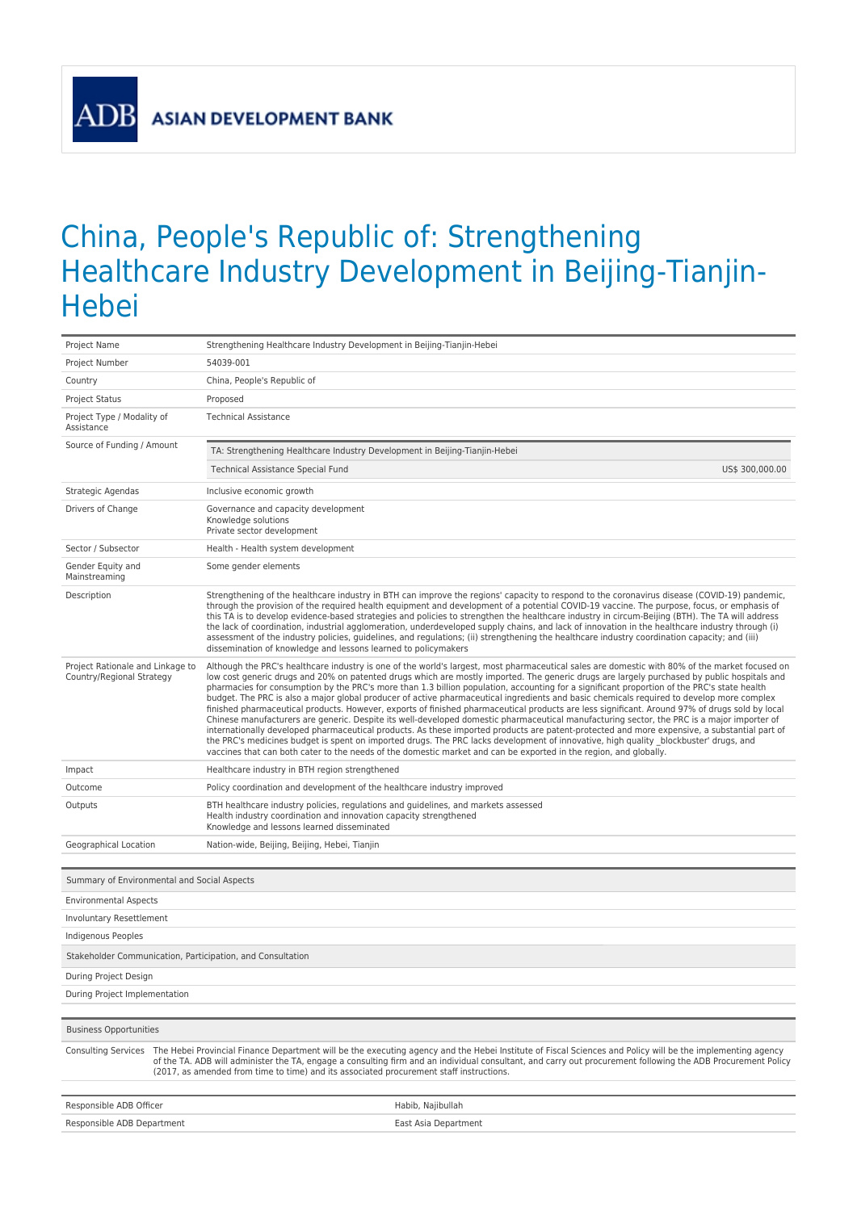ADB ASIAN DEVELOPMENT BANK

# China, People's Republic of: Strengthening Healthcare Industry Development in Beijing-Tianjin-Hebei

| | |
|---|---|
| Project Name | Strengthening Healthcare Industry Development in Beijing-Tianjin-Hebei |
| Project Number | 54039-001 |
| Country | China, People's Republic of |
| Project Status | Proposed |
| Project Type / Modality of Assistance | Technical Assistance |
| Source of Funding / Amount | TA: Strengthening Healthcare Industry Development in Beijing-Tianjin-Hebei<br>Technical Assistance Special Fund US$ 300,000.00 |
| Strategic Agendas | Inclusive economic growth |
| Drivers of Change | Governance and capacity development<br>Knowledge solutions<br>Private sector development |
| Sector / Subsector | Health - Health system development |
| Gender Equity and Mainstreaming | Some gender elements |
| Description | Strengthening of the healthcare industry in BTH can improve the regions' capacity to respond to the coronavirus disease (COVID-19) pandemic, through the provision of the required health equipment and development of a potential COVID-19 vaccine. The purpose, focus, or emphasis of this TA is to develop evidence-based strategies and policies to strengthen the healthcare industry in circum-Beijing (BTH). The TA will address the lack of coordination, industrial agglomeration, underdeveloped supply chains, and lack of innovation in the healthcare industry through (i) assessment of the industry policies, guidelines, and regulations; (ii) strengthening the healthcare industry coordination capacity; and (iii) dissemination of knowledge and lessons learned to policymakers |
| Project Rationale and Linkage to Country/Regional Strategy | Although the PRC's healthcare industry is one of the world's largest, most pharmaceutical sales are domestic with 80% of the market focused on low cost generic drugs and 20% on patented drugs which are mostly imported. The generic drugs are largely purchased by public hospitals and pharmacies for consumption by the PRC's more than 1.3 billion population, accounting for a significant proportion of the PRC's state health budget. The PRC is also a major global producer of active pharmaceutical ingredients and basic chemicals required to develop more complex finished pharmaceutical products. However, exports of finished pharmaceutical products are less significant. Around 97% of drugs sold by local Chinese manufacturers are generic. Despite its well-developed domestic pharmaceutical manufacturing sector, the PRC is a major importer of internationally developed pharmaceutical products. As these imported products are patent-protected and more expensive, a substantial part of the PRC's medicines budget is spent on imported drugs. The PRC lacks development of innovative, high quality _blockbuster' drugs, and vaccines that can both cater to the needs of the domestic market and can be exported in the region, and globally. |
| Impact | Healthcare industry in BTH region strengthened |
| Outcome | Policy coordination and development of the healthcare industry improved |
| Outputs | BTH healthcare industry policies, regulations and guidelines, and markets assessed<br>Health industry coordination and innovation capacity strengthened<br>Knowledge and lessons learned disseminated |
| Geographical Location | Nation-wide, Beijing, Beijing, Hebei, Tianjin |

| Summary of Environmental and Social Aspects |
|---|
| Environmental Aspects |
| Involuntary Resettlement |
| Indigenous Peoples |

| Stakeholder Communication, Participation, and Consultation |
|---|
| During Project Design |
| During Project Implementation |

| Business Opportunities | |
|---|---|
| Consulting Services | The Hebei Provincial Finance Department will be the executing agency and the Hebei Institute of Fiscal Sciences and Policy will be the implementing agency of the TA. ADB will administer the TA, engage a consulting firm and an individual consultant, and carry out procurement following the ADB Procurement Policy (2017, as amended from time to time) and its associated procurement staff instructions. |

| | |
|---|---|
| Responsible ADB Officer | Habib, Najibullah |
| Responsible ADB Department | East Asia Department |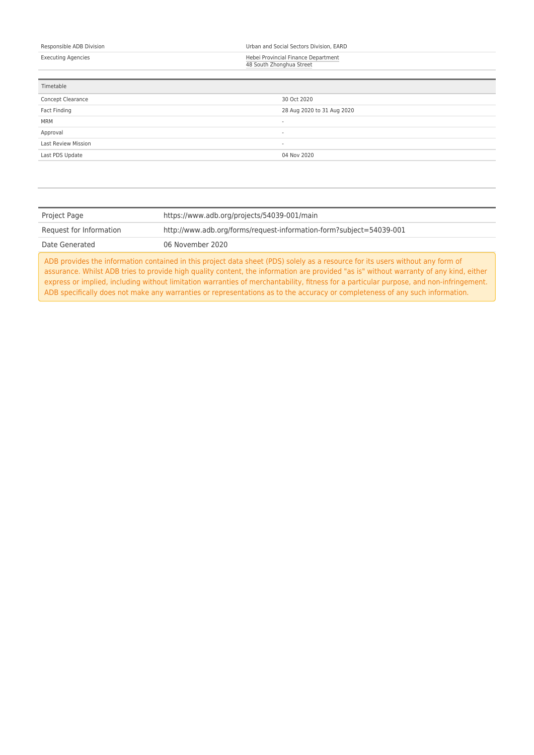| | |
|---|---|
| Responsible ADB Division | Urban and Social Sectors Division, EARD |
| Executing Agencies | Hebei Provincial Finance Department<br>48 South Zhonghua Street |

| Timetable | |
|---|---|
| Concept Clearance | 30 Oct 2020 |
| Fact Finding | 28 Aug 2020 to 31 Aug 2020 |
| MRM | - |
| Approval | - |
| Last Review Mission | - |
| Last PDS Update | 04 Nov 2020 |

| | |
|---|---|
| Project Page | https://www.adb.org/projects/54039-001/main |
| Request for Information | http://www.adb.org/forms/request-information-form?subject=54039-001 |
| Date Generated | 06 November 2020 |

ADB provides the information contained in this project data sheet (PDS) solely as a resource for its users without any form of assurance. Whilst ADB tries to provide high quality content, the information are provided "as is" without warranty of any kind, either express or implied, including without limitation warranties of merchantability, fitness for a particular purpose, and non-infringement. ADB specifically does not make any warranties or representations as to the accuracy or completeness of any such information.